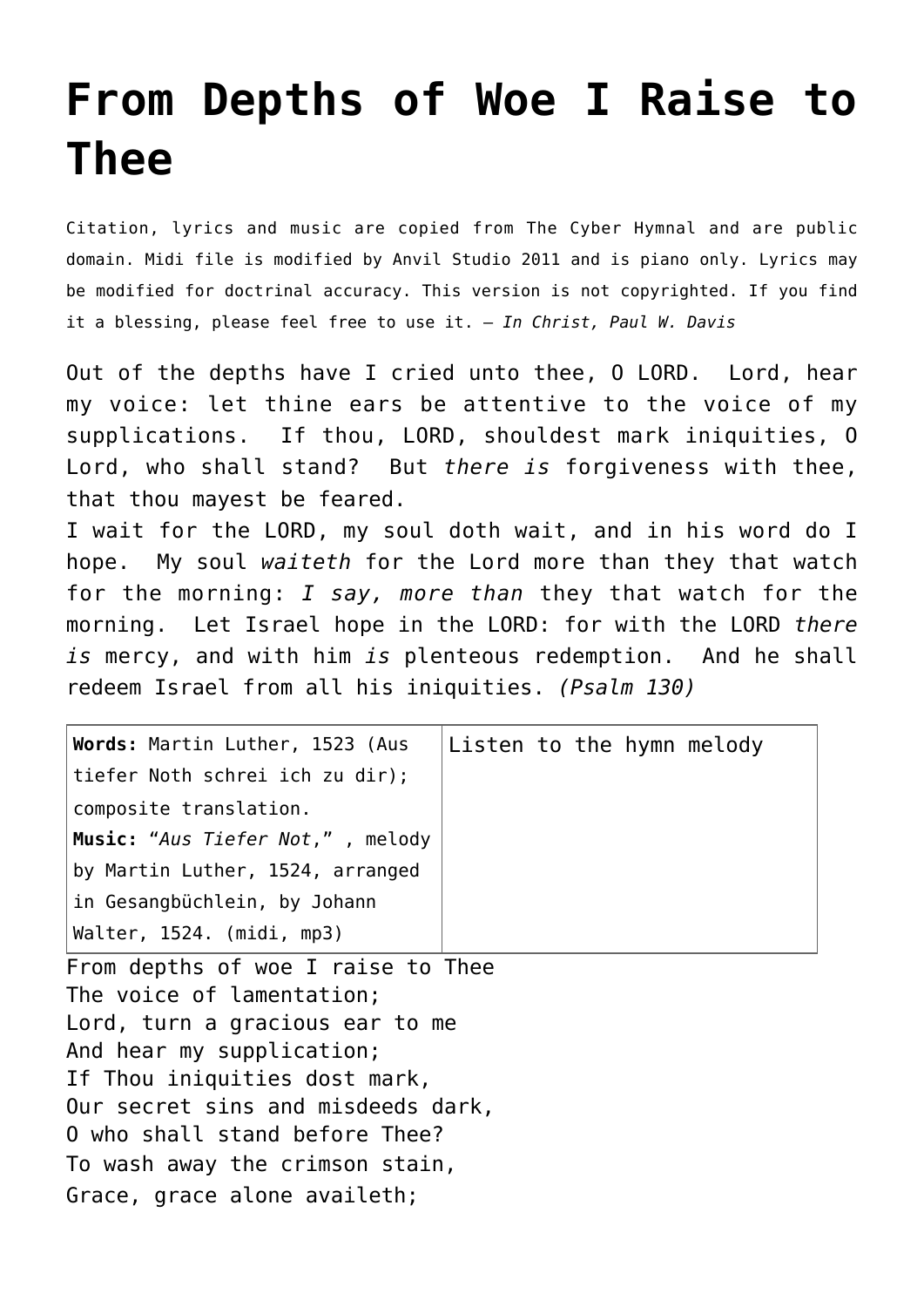# From Depths of Woe I Raise to Thee

Citation, lyrics and music are copied from The Cyber Hymnal and are public domain. Midi file is modified by Anvil Studio 2011 and is piano only. Lyrics may be modified for doctrinal accuracy. This version is not copyrighted. If you find it a blessing, please feel free to use it. – *In Christ, Paul W. Davis*

Out of the depths have I cried unto thee, O LORD. Lord, hear my voice: let thine ears be attentive to the voice of my supplications. If thou, LORD, shouldest mark iniquities, O Lord, who shall stand? But *there is* forgiveness with thee, that thou mayest be feared.
I wait for the LORD, my soul doth wait, and in his word do I hope. My soul *waiteth* for the Lord more than they that watch for the morning: *I say, more than* they that watch for the morning. Let Israel hope in the LORD: for with the LORD *there is* mercy, and with him *is* plenteous redemption. And he shall redeem Israel from all his iniquities. *(Psalm 130)*

| **Words:** Martin Luther, 1523 (Aus tiefer Noth schrei ich zu dir); composite translation.<br>**Music:** "*Aus Tiefer Not*," , melody by Martin Luther, 1524, arranged in Gesangbüchlein, by Johann Walter, 1524. (midi, mp3) | Listen to the hymn melody |
|---|---|

From depths of woe I raise to Thee
The voice of lamentation;
Lord, turn a gracious ear to me
And hear my supplication;
If Thou iniquities dost mark,
Our secret sins and misdeeds dark,
O who shall stand before Thee?
To wash away the crimson stain,
Grace, grace alone availeth;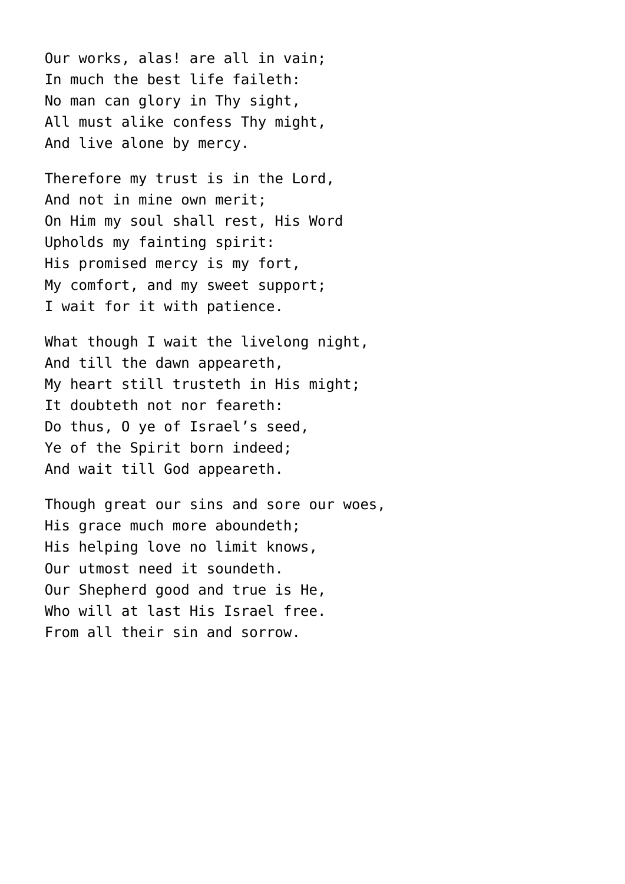Our works, alas! are all in vain;
In much the best life faileth:
No man can glory in Thy sight,
All must alike confess Thy might,
And live alone by mercy.

Therefore my trust is in the Lord,
And not in mine own merit;
On Him my soul shall rest, His Word
Upholds my fainting spirit:
His promised mercy is my fort,
My comfort, and my sweet support;
I wait for it with patience.

What though I wait the livelong night,
And till the dawn appeareth,
My heart still trusteth in His might;
It doubteth not nor feareth:
Do thus, O ye of Israel’s seed,
Ye of the Spirit born indeed;
And wait till God appeareth.

Though great our sins and sore our woes,
His grace much more aboundeth;
His helping love no limit knows,
Our utmost need it soundeth.
Our Shepherd good and true is He,
Who will at last His Israel free.
From all their sin and sorrow.